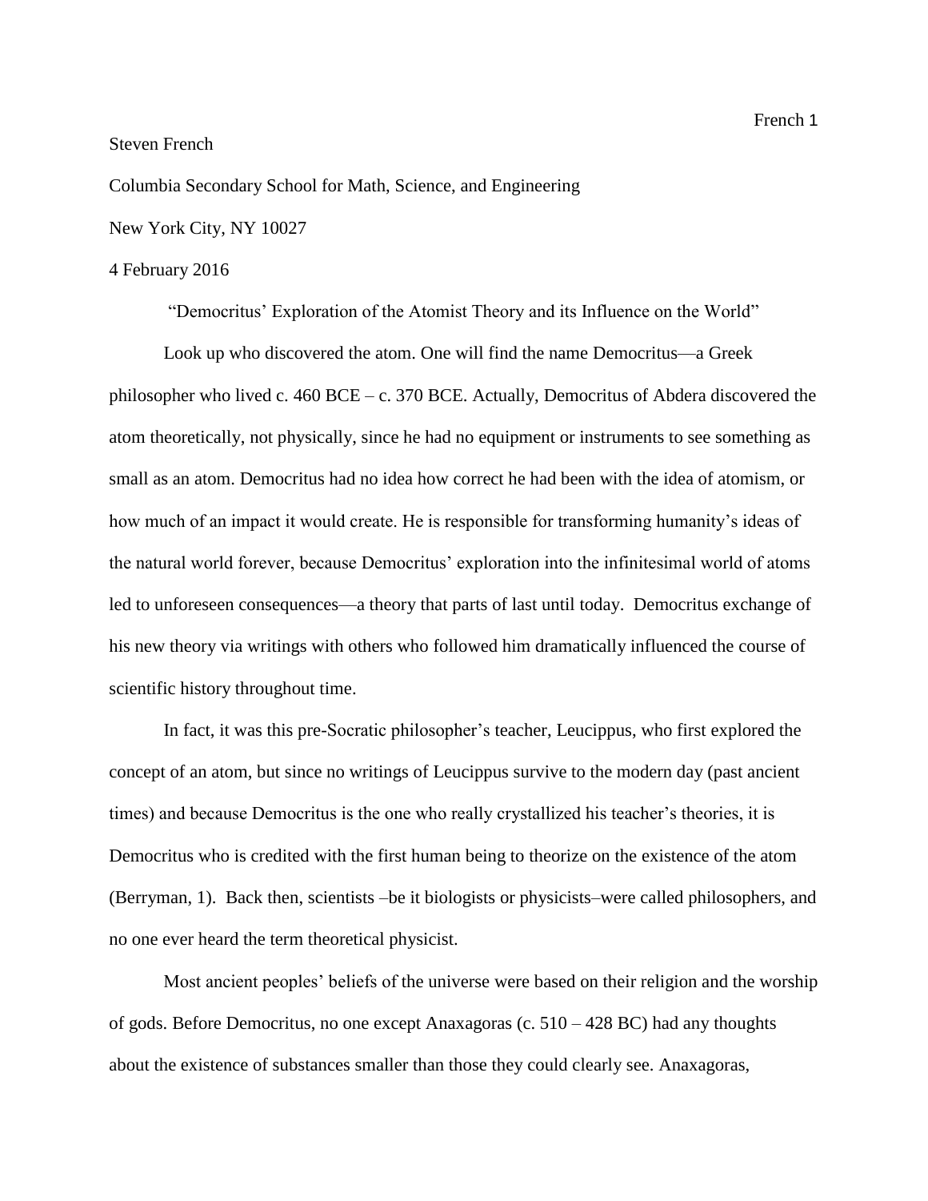Steven French

Columbia Secondary School for Math, Science, and Engineering

New York City, NY 10027

4 February 2016

"Democritus' Exploration of the Atomist Theory and its Influence on the World"

Look up who discovered the atom. One will find the name Democritus—a Greek philosopher who lived c. 460 BCE – c. 370 BCE. Actually, Democritus of Abdera discovered the atom theoretically, not physically, since he had no equipment or instruments to see something as small as an atom. Democritus had no idea how correct he had been with the idea of atomism, or how much of an impact it would create. He is responsible for transforming humanity's ideas of the natural world forever, because Democritus' exploration into the infinitesimal world of atoms led to unforeseen consequences—a theory that parts of last until today. Democritus exchange of his new theory via writings with others who followed him dramatically influenced the course of scientific history throughout time.

In fact, it was this pre-Socratic philosopher's teacher, Leucippus, who first explored the concept of an atom, but since no writings of Leucippus survive to the modern day (past ancient times) and because Democritus is the one who really crystallized his teacher's theories, it is Democritus who is credited with the first human being to theorize on the existence of the atom (Berryman, 1). Back then, scientists –be it biologists or physicists–were called philosophers, and no one ever heard the term theoretical physicist.

Most ancient peoples' beliefs of the universe were based on their religion and the worship of gods. Before Democritus, no one except Anaxagoras (c. 510 – 428 BC) had any thoughts about the existence of substances smaller than those they could clearly see. Anaxagoras,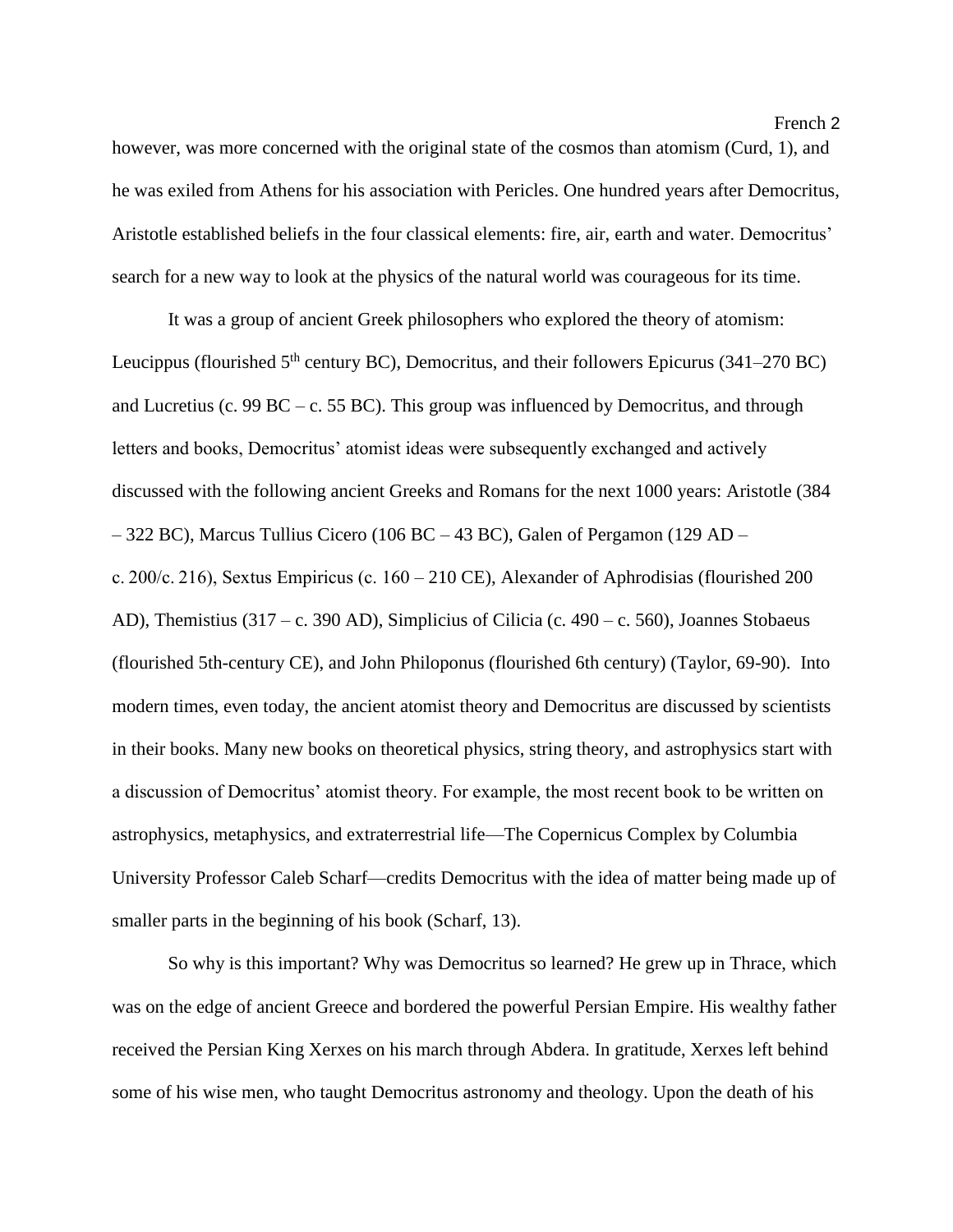however, was more concerned with the original state of the cosmos than atomism (Curd, 1), and he was exiled from Athens for his association with Pericles. One hundred years after Democritus, Aristotle established beliefs in the four classical elements: fire, air, earth and water. Democritus' search for a new way to look at the physics of the natural world was courageous for its time.

It was a group of ancient Greek philosophers who explored the theory of atomism: Leucippus (flourished 5th century BC), Democritus, and their followers Epicurus (341–270 BC) and Lucretius (c. 99 BC – c. 55 BC). This group was influenced by Democritus, and through letters and books, Democritus' atomist ideas were subsequently exchanged and actively discussed with the following ancient Greeks and Romans for the next 1000 years: Aristotle (384 – 322 BC), Marcus Tullius Cicero (106 BC – 43 BC), Galen of Pergamon (129 AD – c. 200/c. 216), Sextus Empiricus (c. 160 – 210 CE), Alexander of Aphrodisias (flourished 200 AD), Themistius (317 – c. 390 AD), Simplicius of Cilicia (c. 490 – c. 560), Joannes Stobaeus (flourished 5th-century CE), and John Philoponus (flourished 6th century) (Taylor, 69-90). Into modern times, even today, the ancient atomist theory and Democritus are discussed by scientists in their books. Many new books on theoretical physics, string theory, and astrophysics start with a discussion of Democritus' atomist theory. For example, the most recent book to be written on astrophysics, metaphysics, and extraterrestrial life—The Copernicus Complex by Columbia University Professor Caleb Scharf—credits Democritus with the idea of matter being made up of smaller parts in the beginning of his book (Scharf, 13).

So why is this important? Why was Democritus so learned? He grew up in Thrace, which was on the edge of ancient Greece and bordered the powerful Persian Empire. His wealthy father received the Persian King Xerxes on his march through Abdera. In gratitude, Xerxes left behind some of his wise men, who taught Democritus astronomy and theology. Upon the death of his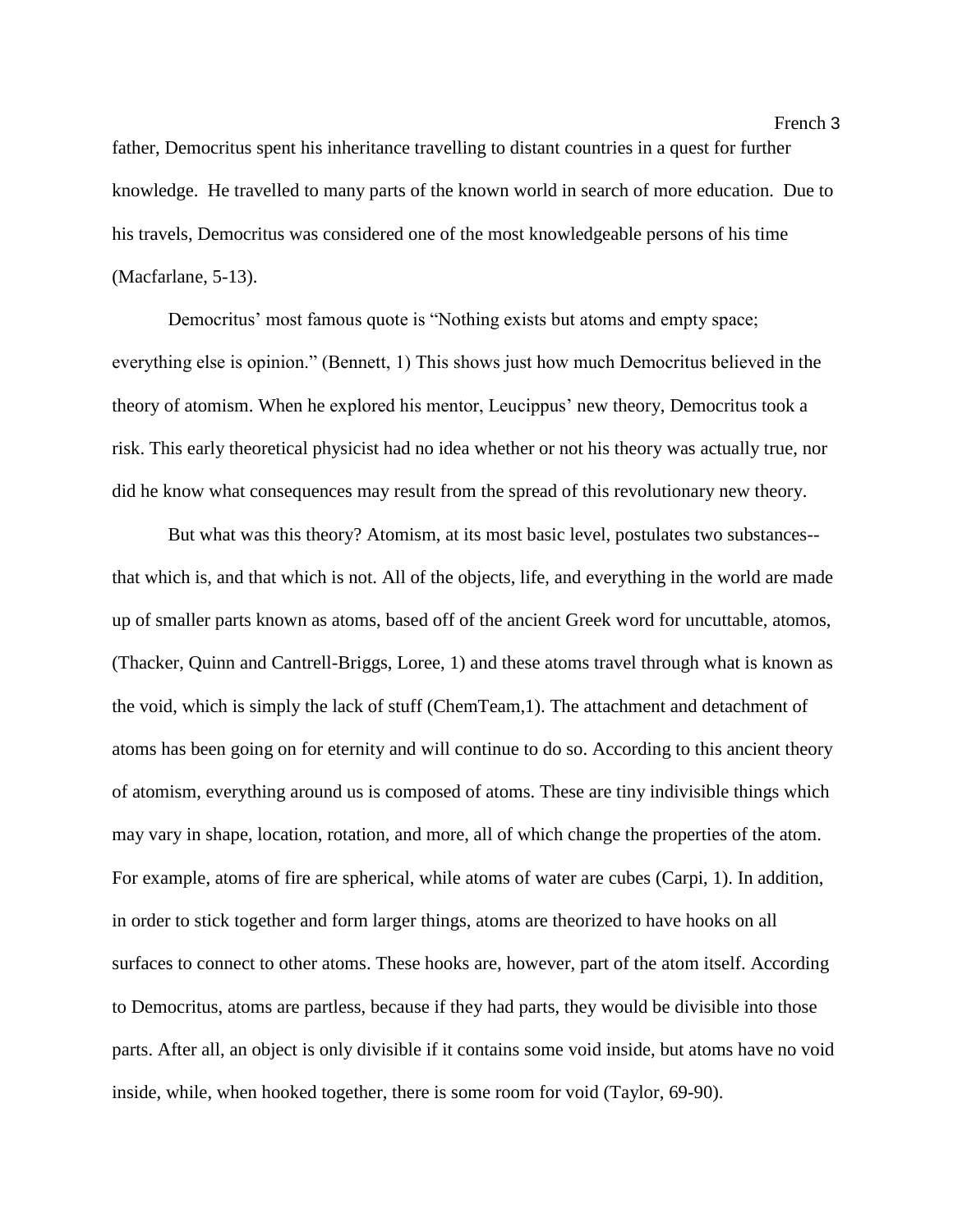father, Democritus spent his inheritance travelling to distant countries in a quest for further knowledge. He travelled to many parts of the known world in search of more education. Due to his travels, Democritus was considered one of the most knowledgeable persons of his time (Macfarlane, 5-13).

Democritus' most famous quote is "Nothing exists but atoms and empty space; everything else is opinion." (Bennett, 1) This shows just how much Democritus believed in the theory of atomism. When he explored his mentor, Leucippus' new theory, Democritus took a risk. This early theoretical physicist had no idea whether or not his theory was actually true, nor did he know what consequences may result from the spread of this revolutionary new theory.

But what was this theory? Atomism, at its most basic level, postulates two substances--that which is, and that which is not. All of the objects, life, and everything in the world are made up of smaller parts known as atoms, based off of the ancient Greek word for uncuttable, atomos, (Thacker, Quinn and Cantrell-Briggs, Loree, 1) and these atoms travel through what is known as the void, which is simply the lack of stuff (ChemTeam,1). The attachment and detachment of atoms has been going on for eternity and will continue to do so. According to this ancient theory of atomism, everything around us is composed of atoms. These are tiny indivisible things which may vary in shape, location, rotation, and more, all of which change the properties of the atom. For example, atoms of fire are spherical, while atoms of water are cubes (Carpi, 1). In addition, in order to stick together and form larger things, atoms are theorized to have hooks on all surfaces to connect to other atoms. These hooks are, however, part of the atom itself. According to Democritus, atoms are partless, because if they had parts, they would be divisible into those parts. After all, an object is only divisible if it contains some void inside, but atoms have no void inside, while, when hooked together, there is some room for void (Taylor, 69-90).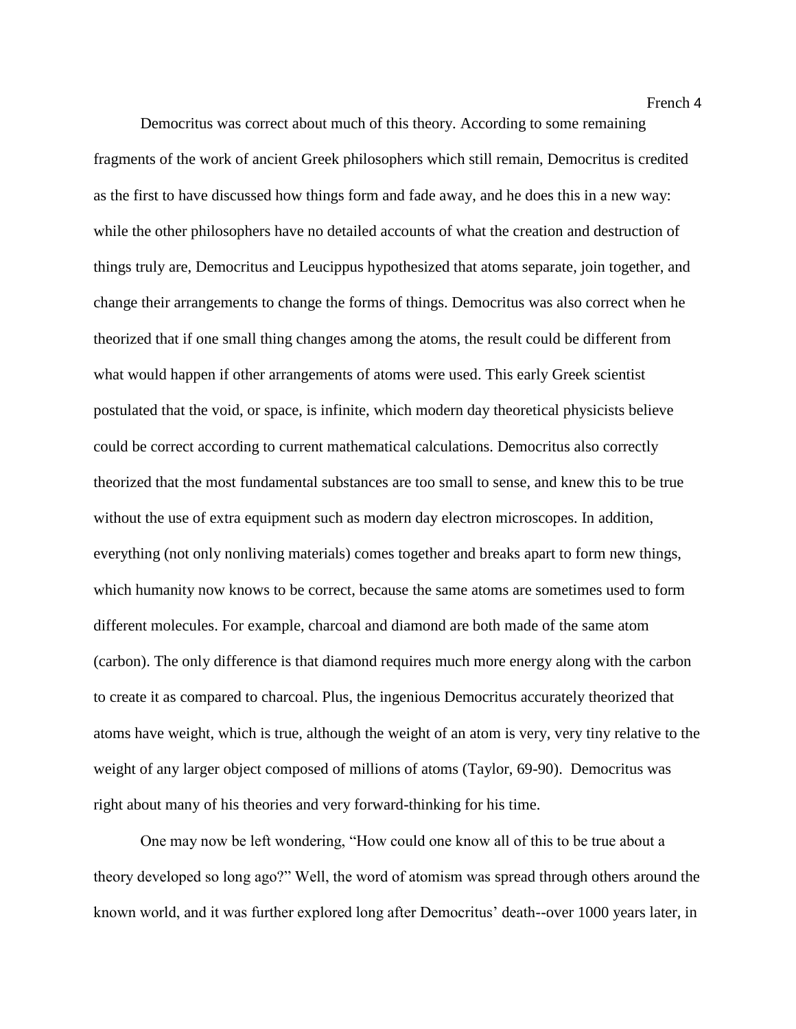Democritus was correct about much of this theory. According to some remaining fragments of the work of ancient Greek philosophers which still remain, Democritus is credited as the first to have discussed how things form and fade away, and he does this in a new way: while the other philosophers have no detailed accounts of what the creation and destruction of things truly are, Democritus and Leucippus hypothesized that atoms separate, join together, and change their arrangements to change the forms of things. Democritus was also correct when he theorized that if one small thing changes among the atoms, the result could be different from what would happen if other arrangements of atoms were used. This early Greek scientist postulated that the void, or space, is infinite, which modern day theoretical physicists believe could be correct according to current mathematical calculations. Democritus also correctly theorized that the most fundamental substances are too small to sense, and knew this to be true without the use of extra equipment such as modern day electron microscopes. In addition, everything (not only nonliving materials) comes together and breaks apart to form new things, which humanity now knows to be correct, because the same atoms are sometimes used to form different molecules. For example, charcoal and diamond are both made of the same atom (carbon). The only difference is that diamond requires much more energy along with the carbon to create it as compared to charcoal. Plus, the ingenious Democritus accurately theorized that atoms have weight, which is true, although the weight of an atom is very, very tiny relative to the weight of any larger object composed of millions of atoms (Taylor, 69-90). Democritus was right about many of his theories and very forward-thinking for his time.

One may now be left wondering, "How could one know all of this to be true about a theory developed so long ago?" Well, the word of atomism was spread through others around the known world, and it was further explored long after Democritus' death--over 1000 years later, in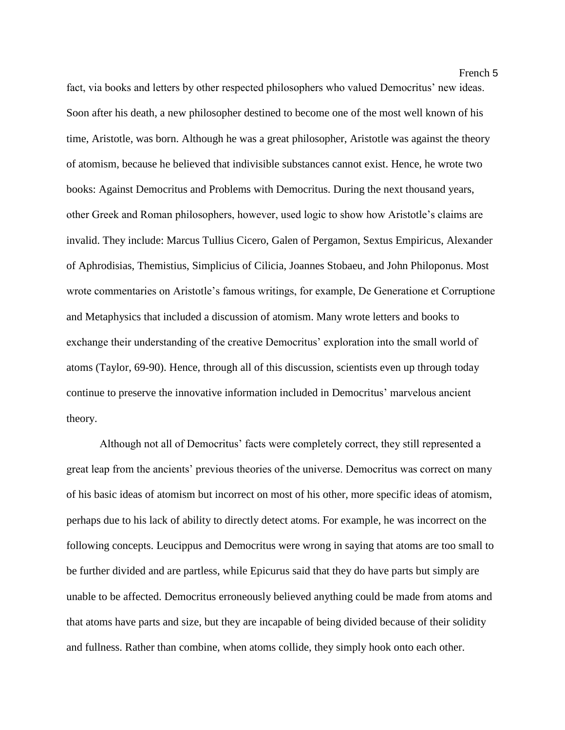fact, via books and letters by other respected philosophers who valued Democritus' new ideas. Soon after his death, a new philosopher destined to become one of the most well known of his time, Aristotle, was born. Although he was a great philosopher, Aristotle was against the theory of atomism, because he believed that indivisible substances cannot exist. Hence, he wrote two books: Against Democritus and Problems with Democritus. During the next thousand years, other Greek and Roman philosophers, however, used logic to show how Aristotle's claims are invalid. They include: Marcus Tullius Cicero, Galen of Pergamon, Sextus Empiricus, Alexander of Aphrodisias, Themistius, Simplicius of Cilicia, Joannes Stobaeu, and John Philoponus. Most wrote commentaries on Aristotle's famous writings, for example, De Generatione et Corruptione and Metaphysics that included a discussion of atomism. Many wrote letters and books to exchange their understanding of the creative Democritus' exploration into the small world of atoms (Taylor, 69-90). Hence, through all of this discussion, scientists even up through today continue to preserve the innovative information included in Democritus' marvelous ancient theory.

Although not all of Democritus' facts were completely correct, they still represented a great leap from the ancients' previous theories of the universe. Democritus was correct on many of his basic ideas of atomism but incorrect on most of his other, more specific ideas of atomism, perhaps due to his lack of ability to directly detect atoms. For example, he was incorrect on the following concepts. Leucippus and Democritus were wrong in saying that atoms are too small to be further divided and are partless, while Epicurus said that they do have parts but simply are unable to be affected. Democritus erroneously believed anything could be made from atoms and that atoms have parts and size, but they are incapable of being divided because of their solidity and fullness. Rather than combine, when atoms collide, they simply hook onto each other.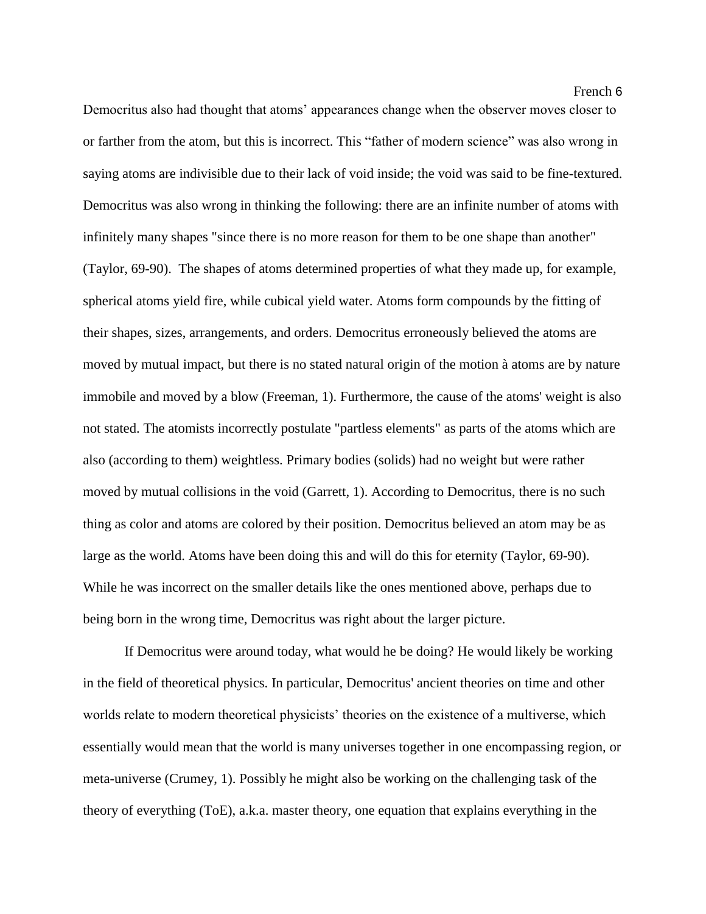Democritus also had thought that atoms' appearances change when the observer moves closer to or farther from the atom, but this is incorrect. This "father of modern science" was also wrong in saying atoms are indivisible due to their lack of void inside; the void was said to be fine-textured. Democritus was also wrong in thinking the following: there are an infinite number of atoms with infinitely many shapes "since there is no more reason for them to be one shape than another" (Taylor, 69-90). The shapes of atoms determined properties of what they made up, for example, spherical atoms yield fire, while cubical yield water. Atoms form compounds by the fitting of their shapes, sizes, arrangements, and orders. Democritus erroneously believed the atoms are moved by mutual impact, but there is no stated natural origin of the motion à atoms are by nature immobile and moved by a blow (Freeman, 1). Furthermore, the cause of the atoms' weight is also not stated. The atomists incorrectly postulate "partless elements" as parts of the atoms which are also (according to them) weightless. Primary bodies (solids) had no weight but were rather moved by mutual collisions in the void (Garrett, 1). According to Democritus, there is no such thing as color and atoms are colored by their position. Democritus believed an atom may be as large as the world. Atoms have been doing this and will do this for eternity (Taylor, 69-90). While he was incorrect on the smaller details like the ones mentioned above, perhaps due to being born in the wrong time, Democritus was right about the larger picture.

If Democritus were around today, what would he be doing? He would likely be working in the field of theoretical physics. In particular, Democritus' ancient theories on time and other worlds relate to modern theoretical physicists' theories on the existence of a multiverse, which essentially would mean that the world is many universes together in one encompassing region, or meta-universe (Crumey, 1). Possibly he might also be working on the challenging task of the theory of everything (ToE), a.k.a. master theory, one equation that explains everything in the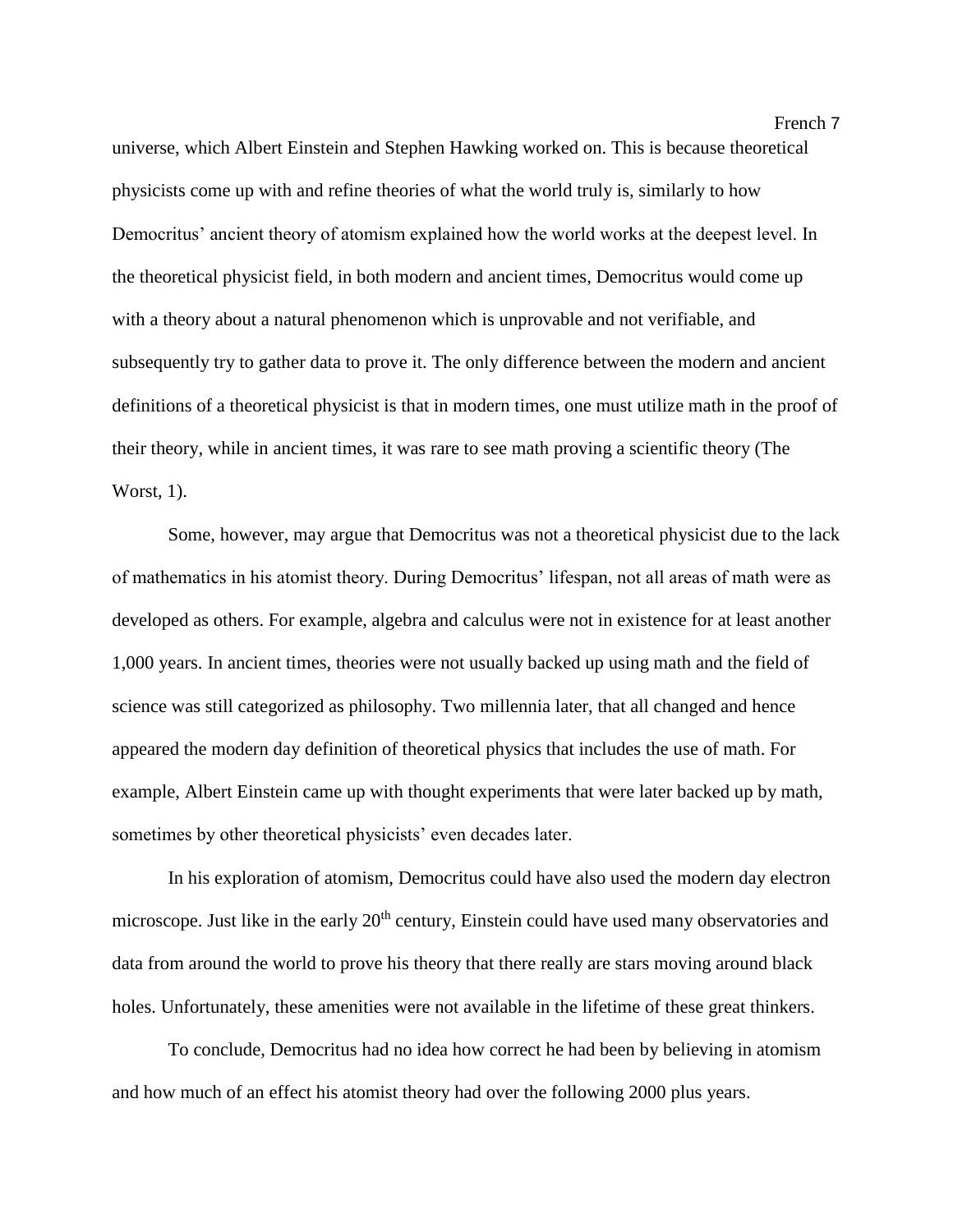universe, which Albert Einstein and Stephen Hawking worked on. This is because theoretical physicists come up with and refine theories of what the world truly is, similarly to how Democritus' ancient theory of atomism explained how the world works at the deepest level. In the theoretical physicist field, in both modern and ancient times, Democritus would come up with a theory about a natural phenomenon which is unprovable and not verifiable, and subsequently try to gather data to prove it. The only difference between the modern and ancient definitions of a theoretical physicist is that in modern times, one must utilize math in the proof of their theory, while in ancient times, it was rare to see math proving a scientific theory (The Worst, 1).

Some, however, may argue that Democritus was not a theoretical physicist due to the lack of mathematics in his atomist theory. During Democritus' lifespan, not all areas of math were as developed as others. For example, algebra and calculus were not in existence for at least another 1,000 years. In ancient times, theories were not usually backed up using math and the field of science was still categorized as philosophy. Two millennia later, that all changed and hence appeared the modern day definition of theoretical physics that includes the use of math. For example, Albert Einstein came up with thought experiments that were later backed up by math, sometimes by other theoretical physicists' even decades later.

In his exploration of atomism, Democritus could have also used the modern day electron microscope. Just like in the early 20th century, Einstein could have used many observatories and data from around the world to prove his theory that there really are stars moving around black holes. Unfortunately, these amenities were not available in the lifetime of these great thinkers.

To conclude, Democritus had no idea how correct he had been by believing in atomism and how much of an effect his atomist theory had over the following 2000 plus years.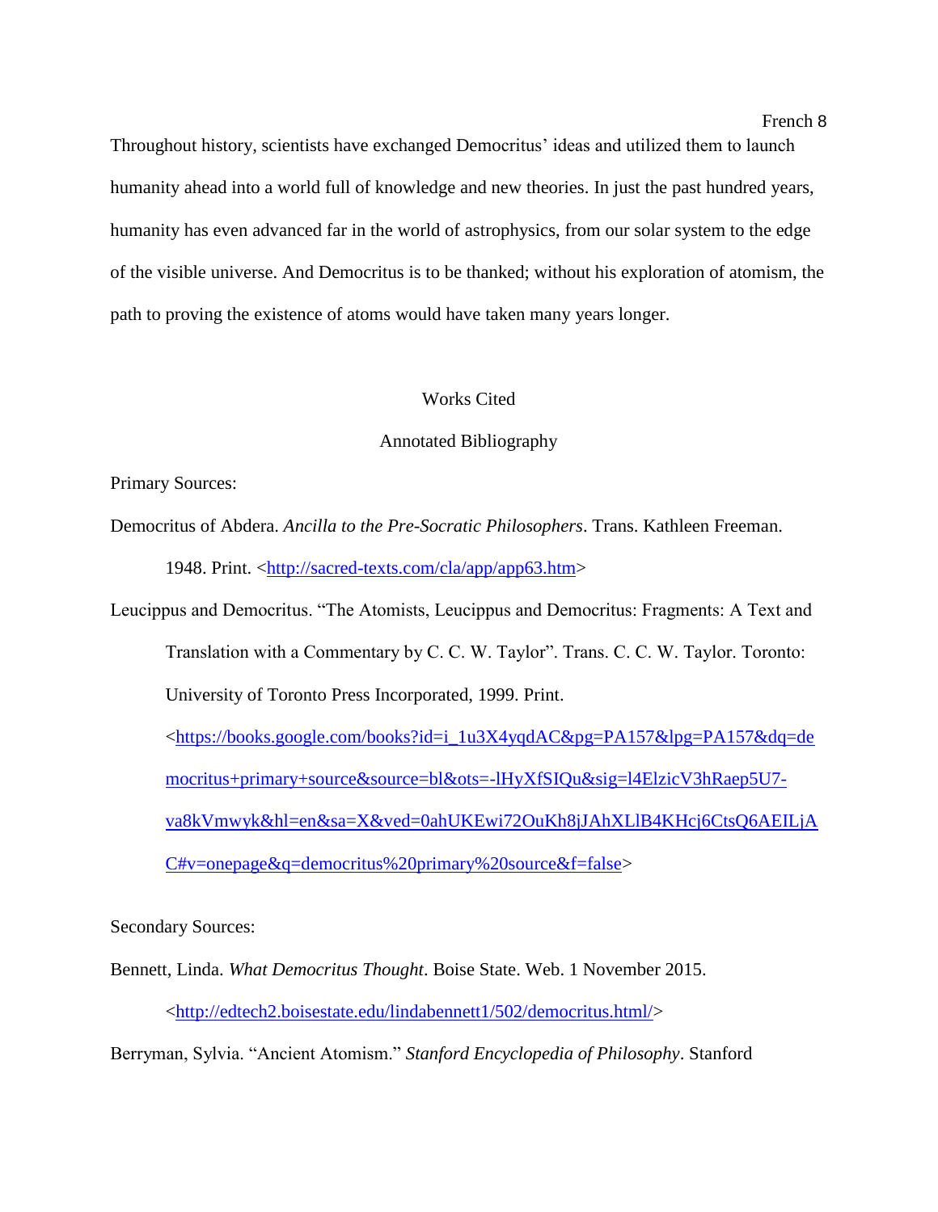Throughout history, scientists have exchanged Democritus' ideas and utilized them to launch humanity ahead into a world full of knowledge and new theories. In just the past hundred years, humanity has even advanced far in the world of astrophysics, from our solar system to the edge of the visible universe. And Democritus is to be thanked; without his exploration of atomism, the path to proving the existence of atoms would have taken many years longer.

## Works Cited

### Annotated Bibliography

Primary Sources:

Democritus of Abdera. *Ancilla to the Pre-Socratic Philosophers*. Trans. Kathleen Freeman. 1948. Print. <http://sacred-texts.com/cla/app/app63.htm>

Leucippus and Democritus. "The Atomists, Leucippus and Democritus: Fragments: A Text and Translation with a Commentary by C. C. W. Taylor". Trans. C. C. W. Taylor. Toronto: University of Toronto Press Incorporated, 1999. Print. <https://books.google.com/books?id=i_1u3X4yqdAC&pg=PA157&lpg=PA157&dq=democritus+primary+source&source=bl&ots=-lHyXfSIQu&sig=l4ElzicV3hRaep5U7-va8kVmwyk&hl=en&sa=X&ved=0ahUKEwi72OuKh8jJAhXLlB4KHcj6CtsQ6AEILjAC#v=onepage&q=democritus%20primary%20source&f=false>

Secondary Sources:

Bennett, Linda. *What Democritus Thought*. Boise State. Web. 1 November 2015. <http://edtech2.boisestate.edu/lindabennett1/502/democritus.html/>

Berryman, Sylvia. "Ancient Atomism." *Stanford Encyclopedia of Philosophy*. Stanford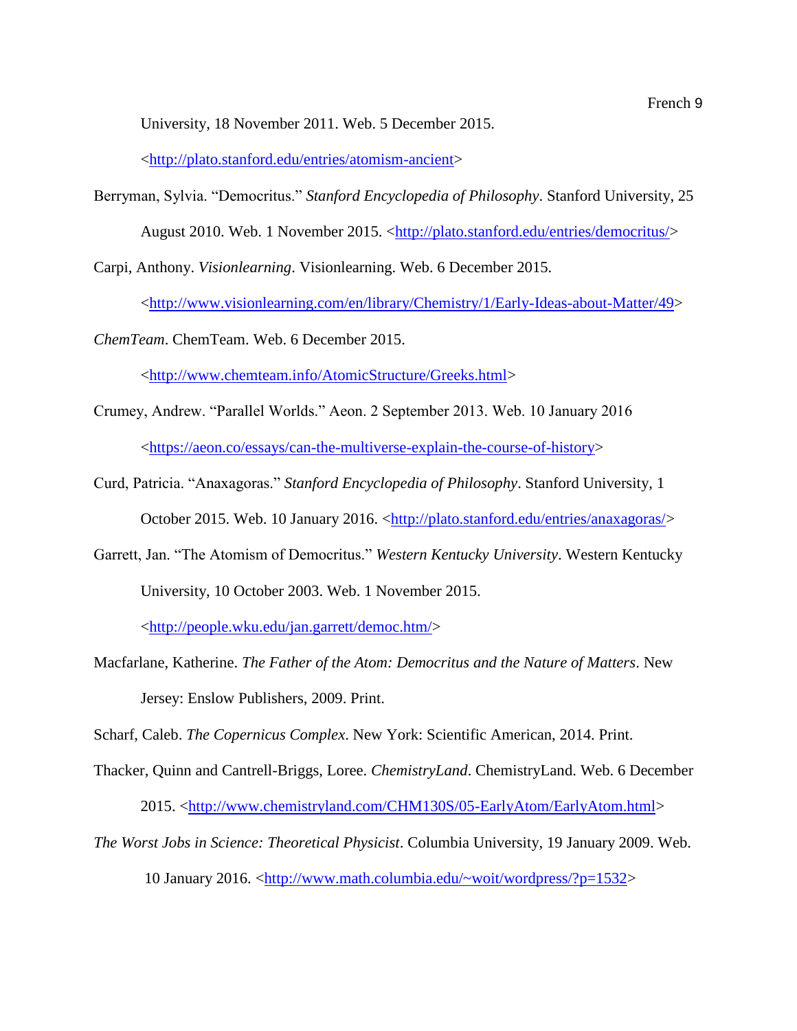University, 18 November 2011. Web. 5 December 2015.
<http://plato.stanford.edu/entries/atomism-ancient>

Berryman, Sylvia. "Democritus." *Stanford Encyclopedia of Philosophy*. Stanford University, 25 August 2010. Web. 1 November 2015. <http://plato.stanford.edu/entries/democritus/>

Carpi, Anthony. *Visionlearning*. Visionlearning. Web. 6 December 2015.
<http://www.visionlearning.com/en/library/Chemistry/1/Early-Ideas-about-Matter/49>

*ChemTeam*. ChemTeam. Web. 6 December 2015.
<http://www.chemteam.info/AtomicStructure/Greeks.html>

Crumey, Andrew. "Parallel Worlds." Aeon. 2 September 2013. Web. 10 January 2016
<https://aeon.co/essays/can-the-multiverse-explain-the-course-of-history>

Curd, Patricia. "Anaxagoras." *Stanford Encyclopedia of Philosophy*. Stanford University, 1 October 2015. Web. 10 January 2016. <http://plato.stanford.edu/entries/anaxagoras/>

Garrett, Jan. "The Atomism of Democritus." *Western Kentucky University*. Western Kentucky University, 10 October 2003. Web. 1 November 2015.
<http://people.wku.edu/jan.garrett/democ.htm/>

Macfarlane, Katherine. *The Father of the Atom: Democritus and the Nature of Matters*. New Jersey: Enslow Publishers, 2009. Print.

Scharf, Caleb. *The Copernicus Complex*. New York: Scientific American, 2014. Print.

Thacker, Quinn and Cantrell-Briggs, Loree. *ChemistryLand*. ChemistryLand. Web. 6 December 2015. <http://www.chemistryland.com/CHM130S/05-EarlyAtom/EarlyAtom.html>

*The Worst Jobs in Science: Theoretical Physicist*. Columbia University, 19 January 2009. Web. 10 January 2016. <http://www.math.columbia.edu/~woit/wordpress/?p=1532>